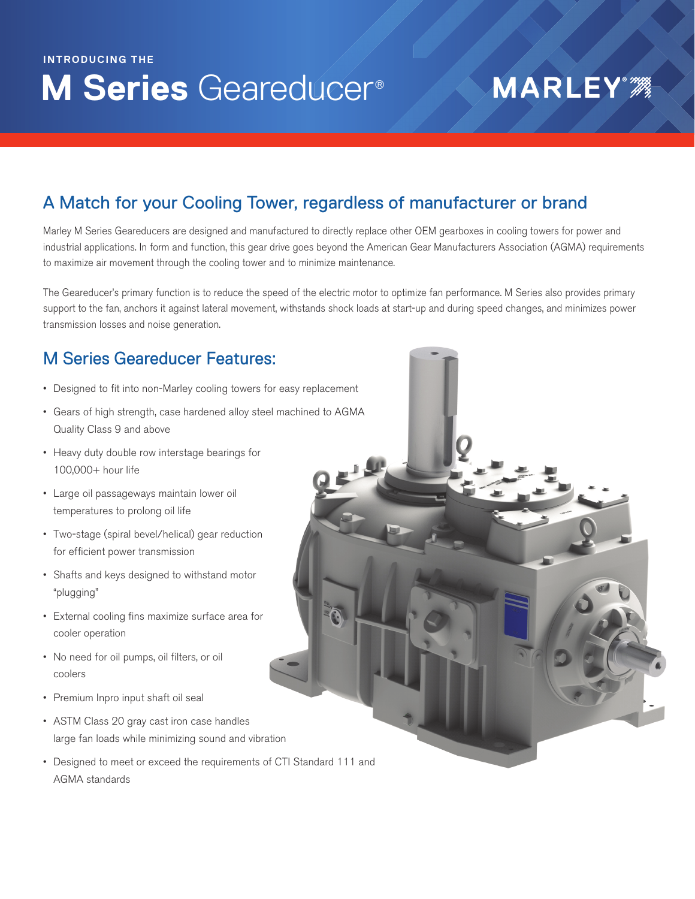INTRODUCING THE

# M Series Geareducer®

MARLEY®

## A Match for your Cooling Tower, regardless of manufacturer or brand

Marley M Series Geareducers are designed and manufactured to directly replace other OEM gearboxes in cooling towers for power and industrial applications. In form and function, this gear drive goes beyond the American Gear Manufacturers Association (AGMA) requirements to maximize air movement through the cooling tower and to minimize maintenance.

The Geareducer's primary function is to reduce the speed of the electric motor to optimize fan performance. M Series also provides primary support to the fan, anchors it against lateral movement, withstands shock loads at start-up and during speed changes, and minimizes power transmission losses and noise generation.

## M Series Geareducer Features:

- Designed to fit into non-Marley cooling towers for easy replacement
- Gears of high strength, case hardened alloy steel machined to AGMA Quality Class 9 and above
- Heavy duty double row interstage bearings for 100,000+ hour life
- Large oil passageways maintain lower oil temperatures to prolong oil life
- Two-stage (spiral bevel/helical) gear reduction for efficient power transmission
- Shafts and keys designed to withstand motor "plugging"
- External cooling fins maximize surface area for cooler operation
- No need for oil pumps, oil filters, or oil coolers
- Premium Inpro input shaft oil seal
- ASTM Class 20 gray cast iron case handles large fan loads while minimizing sound and vibration
- Designed to meet or exceed the requirements of CTI Standard 111 and AGMA standards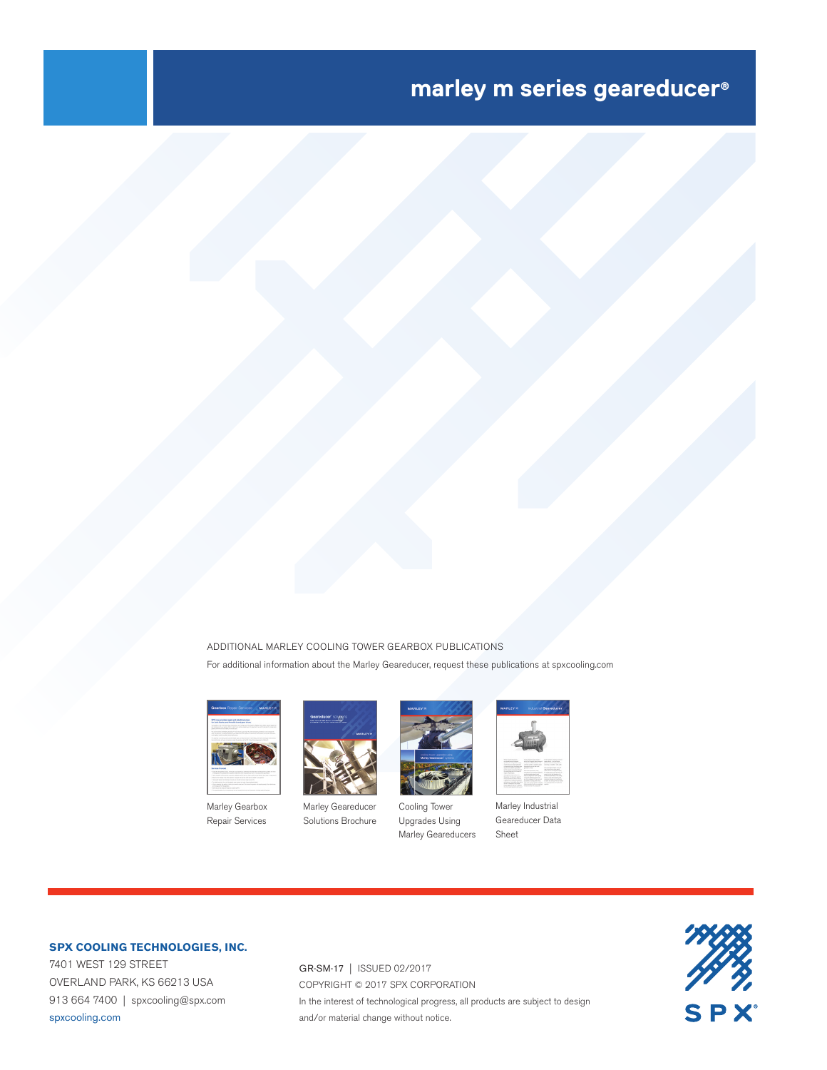# marley m series geareducer®

ADDITIONAL MARLEY COOLING TOWER GEARBOX PUBLICATIONS

For additional information about the Marley Geareducer, request these publications at spxcooling.com

Marley Gearbox Repair Services

Marley Geareducer Solutions Brochure

Cooling Tower Upgrades Using Marley Geareducers

Marley Industrial Geareducer Data Sheet

**SPX COOLING TECHNOLOGIES, INC.**

7401 WEST 129 STREET
OVERLAND PARK, KS 66213 USA
913 664 7400 | spxcooling@spx.com
spxcooling.com

GR-SM-17 | ISSUED 02/2017
COPYRIGHT © 2017 SPX CORPORATION
In the interest of technological progress, all products are subject to design and/or material change without notice.

SPX®